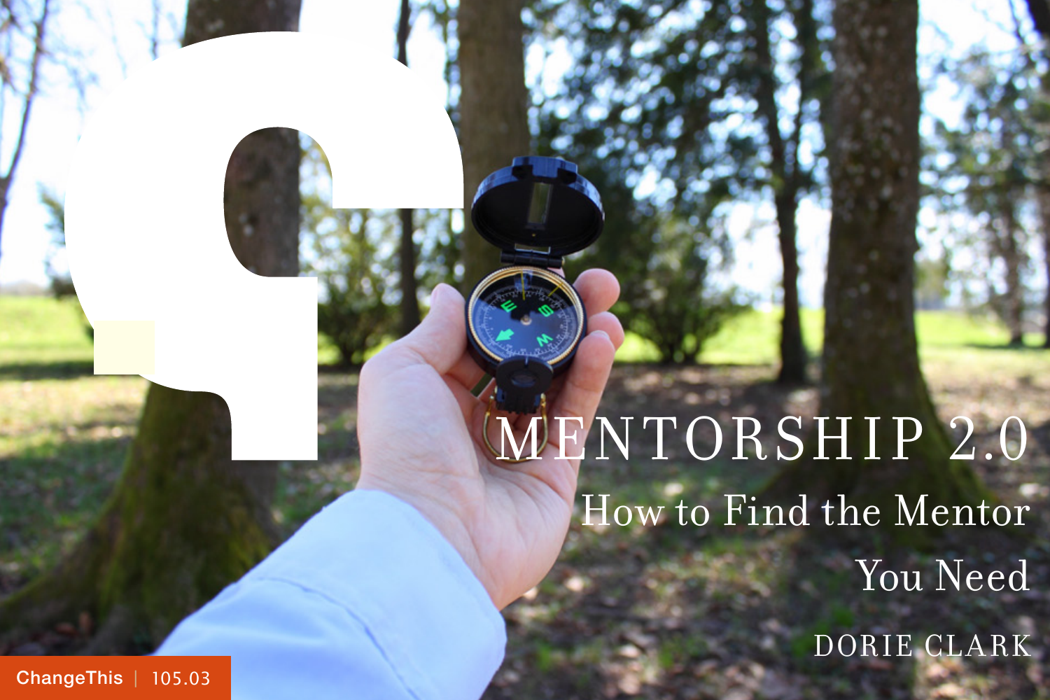# MENTORSHIP 2.0

## How to Find the Mentor You Need

DORIE CLARK

ChangeThis | 105.03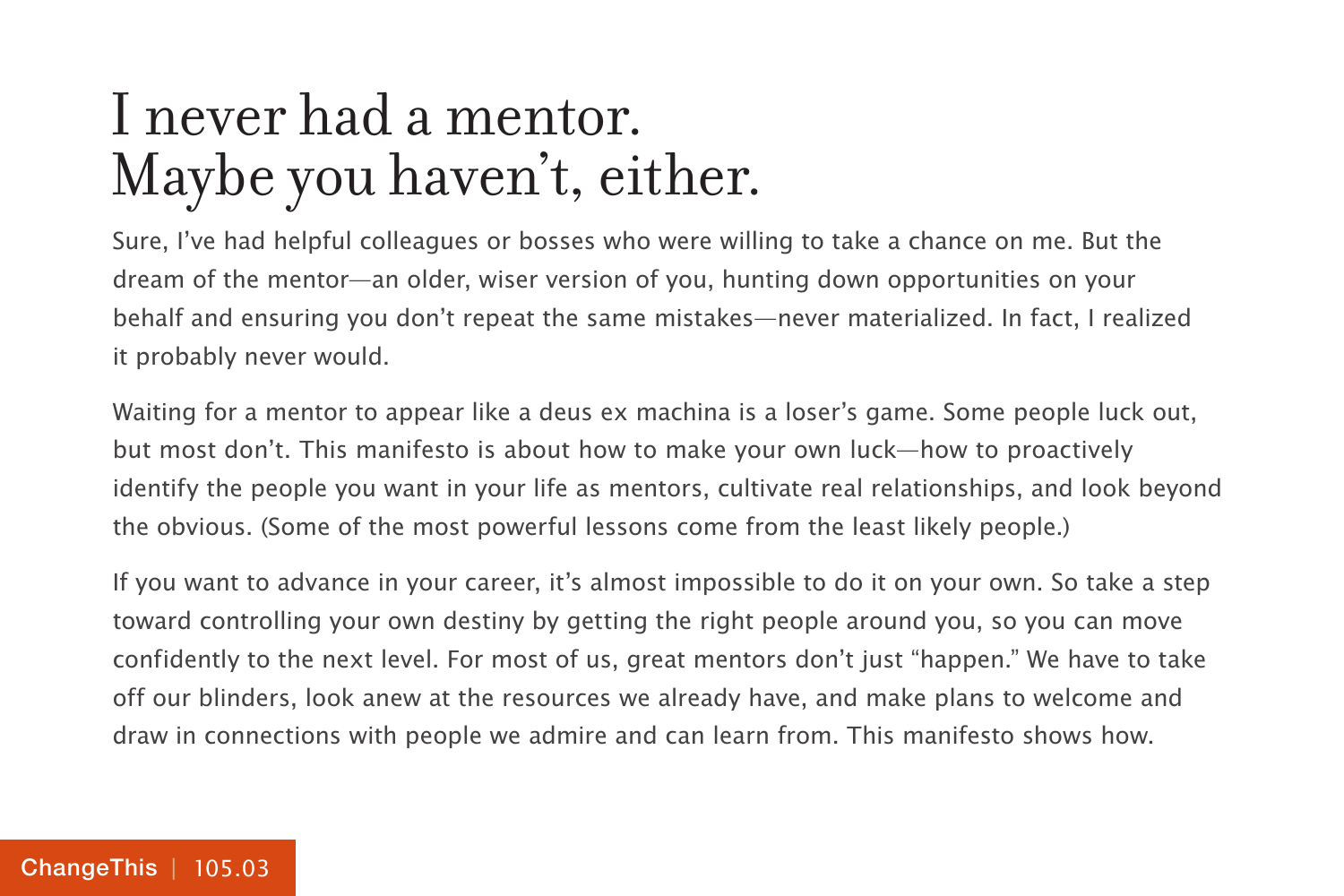# I never had a mentor. Maybe you haven't, either.

Sure, I've had helpful colleagues or bosses who were willing to take a chance on me. But the dream of the mentor—an older, wiser version of you, hunting down opportunities on your behalf and ensuring you don't repeat the same mistakes—never materialized. In fact, I realized it probably never would.

Waiting for a mentor to appear like a deus ex machina is a loser's game. Some people luck out, but most don't. This manifesto is about how to make your own luck—how to proactively identify the people you want in your life as mentors, cultivate real relationships, and look beyond the obvious. (Some of the most powerful lessons come from the least likely people.)

If you want to advance in your career, it's almost impossible to do it on your own. So take a step toward controlling your own destiny by getting the right people around you, so you can move confidently to the next level. For most of us, great mentors don't just "happen." We have to take off our blinders, look anew at the resources we already have, and make plans to welcome and draw in connections with people we admire and can learn from. This manifesto shows how.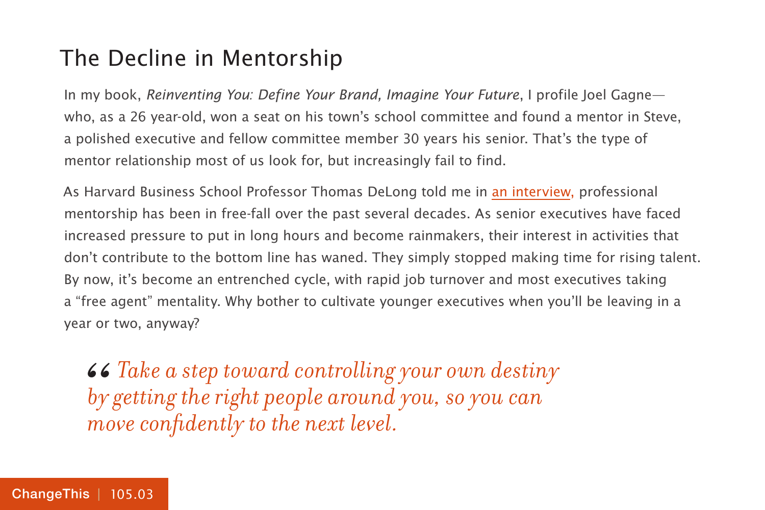## The Decline in Mentorship

In my book, *Reinventing You: Define Your Brand, Imagine Your Future*, I profile Joel Gagne—who, as a 26 year-old, won a seat on his town's school committee and found a mentor in Steve, a polished executive and fellow committee member 30 years his senior. That's the type of mentor relationship most of us look for, but increasingly fail to find.

As Harvard Business School Professor Thomas DeLong told me in an interview, professional mentorship has been in free-fall over the past several decades. As senior executives have faced increased pressure to put in long hours and become rainmakers, their interest in activities that don't contribute to the bottom line has waned. They simply stopped making time for rising talent. By now, it's become an entrenched cycle, with rapid job turnover and most executives taking a "free agent" mentality. Why bother to cultivate younger executives when you'll be leaving in a year or two, anyway?

> *"Take a step toward controlling your own destiny by getting the right people around you, so you can move confidently to the next level.*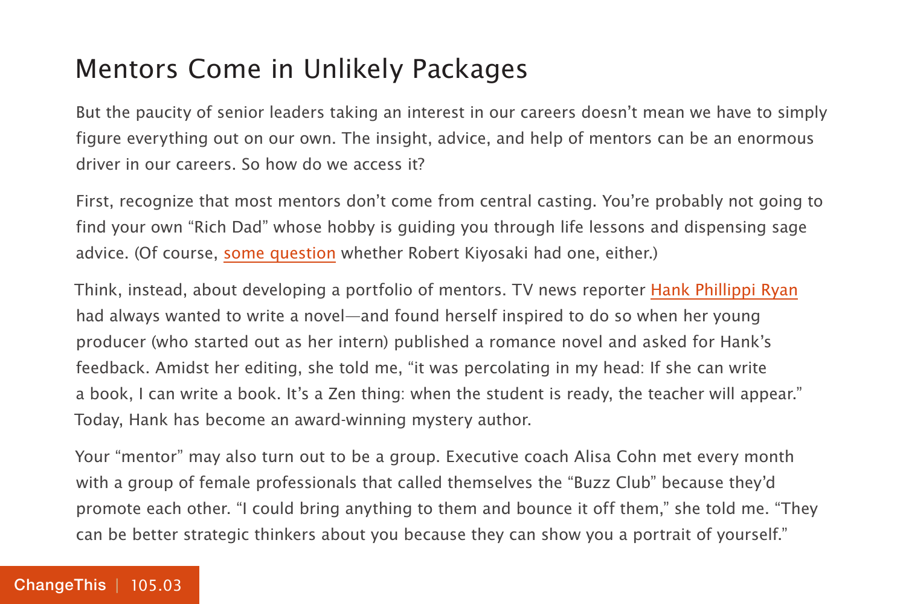## Mentors Come in Unlikely Packages

But the paucity of senior leaders taking an interest in our careers doesn't mean we have to simply figure everything out on our own. The insight, advice, and help of mentors can be an enormous driver in our careers. So how do we access it?

First, recognize that most mentors don't come from central casting. You're probably not going to find your own "Rich Dad" whose hobby is guiding you through life lessons and dispensing sage advice. (Of course, some question whether Robert Kiyosaki had one, either.)

Think, instead, about developing a portfolio of mentors. TV news reporter Hank Phillippi Ryan had always wanted to write a novel—and found herself inspired to do so when her young producer (who started out as her intern) published a romance novel and asked for Hank's feedback. Amidst her editing, she told me, "it was percolating in my head: If she can write a book, I can write a book. It's a Zen thing: when the student is ready, the teacher will appear." Today, Hank has become an award-winning mystery author.

Your "mentor" may also turn out to be a group. Executive coach Alisa Cohn met every month with a group of female professionals that called themselves the "Buzz Club" because they'd promote each other. "I could bring anything to them and bounce it off them," she told me. "They can be better strategic thinkers about you because they can show you a portrait of yourself."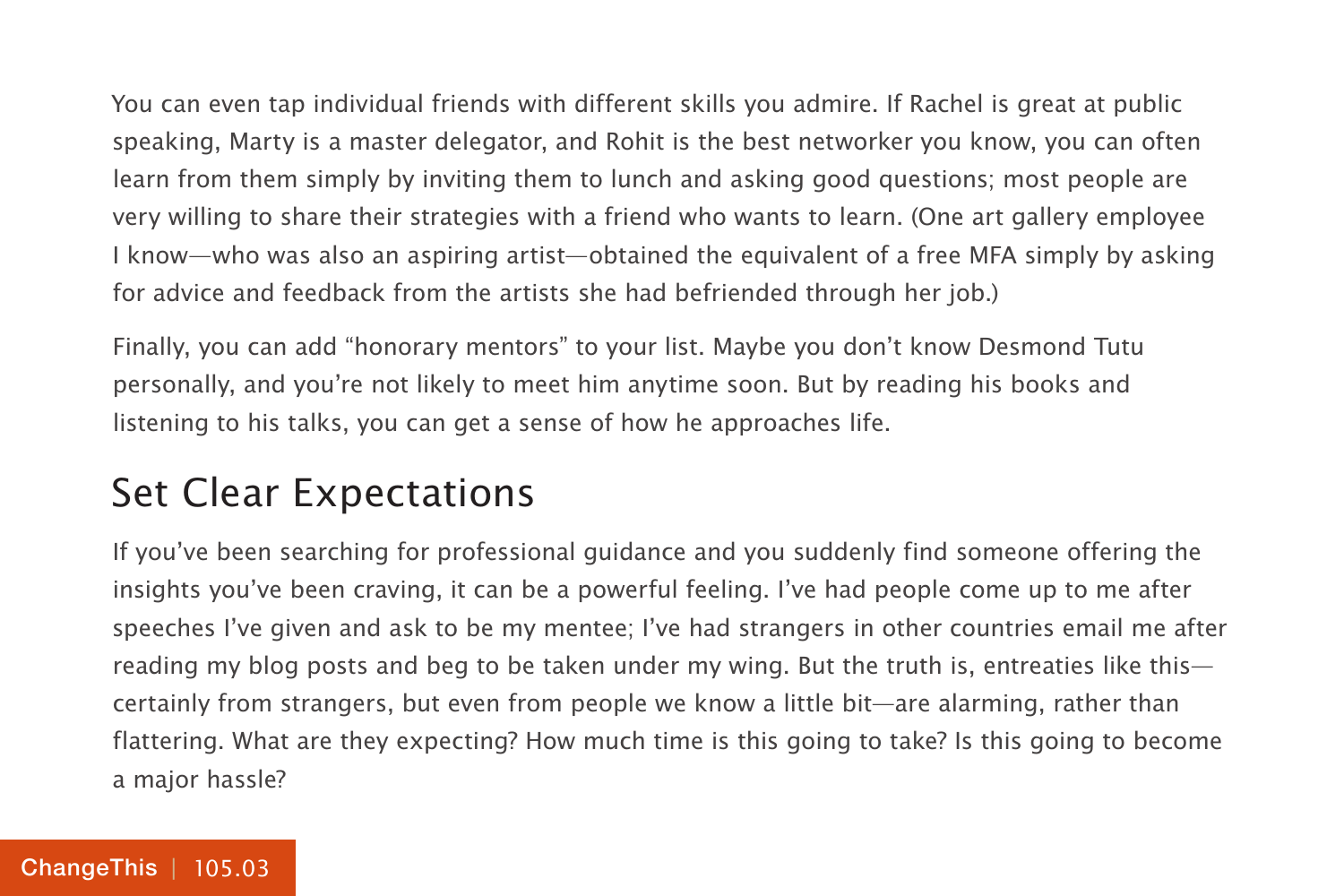You can even tap individual friends with different skills you admire. If Rachel is great at public speaking, Marty is a master delegator, and Rohit is the best networker you know, you can often learn from them simply by inviting them to lunch and asking good questions; most people are very willing to share their strategies with a friend who wants to learn. (One art gallery employee I know—who was also an aspiring artist—obtained the equivalent of a free MFA simply by asking for advice and feedback from the artists she had befriended through her job.)

Finally, you can add "honorary mentors" to your list. Maybe you don't know Desmond Tutu personally, and you're not likely to meet him anytime soon. But by reading his books and listening to his talks, you can get a sense of how he approaches life.

## Set Clear Expectations

If you've been searching for professional guidance and you suddenly find someone offering the insights you've been craving, it can be a powerful feeling. I've had people come up to me after speeches I've given and ask to be my mentee; I've had strangers in other countries email me after reading my blog posts and beg to be taken under my wing. But the truth is, entreaties like this—certainly from strangers, but even from people we know a little bit—are alarming, rather than flattering. What are they expecting? How much time is this going to take? Is this going to become a major hassle?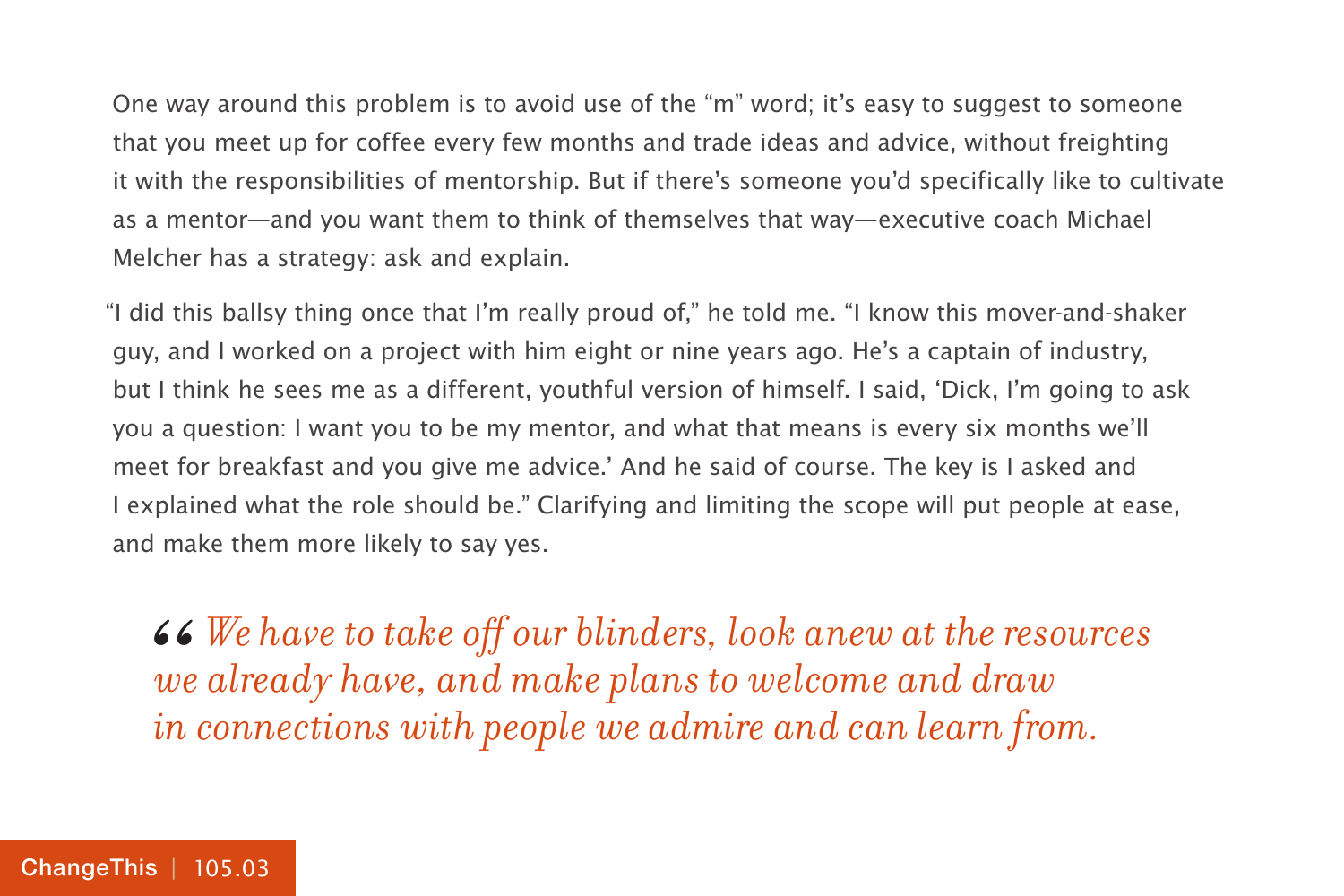One way around this problem is to avoid use of the "m" word; it's easy to suggest to someone that you meet up for coffee every few months and trade ideas and advice, without freighting it with the responsibilities of mentorship. But if there's someone you'd specifically like to cultivate as a mentor—and you want them to think of themselves that way—executive coach Michael Melcher has a strategy: ask and explain.

"I did this ballsy thing once that I'm really proud of," he told me. "I know this mover-and-shaker guy, and I worked on a project with him eight or nine years ago. He's a captain of industry, but I think he sees me as a different, youthful version of himself. I said, 'Dick, I'm going to ask you a question: I want you to be my mentor, and what that means is every six months we'll meet for breakfast and you give me advice.' And he said of course. The key is I asked and I explained what the role should be." Clarifying and limiting the scope will put people at ease, and make them more likely to say yes.

> *"We have to take off our blinders, look anew at the resources we already have, and make plans to welcome and draw in connections with people we admire and can learn from.*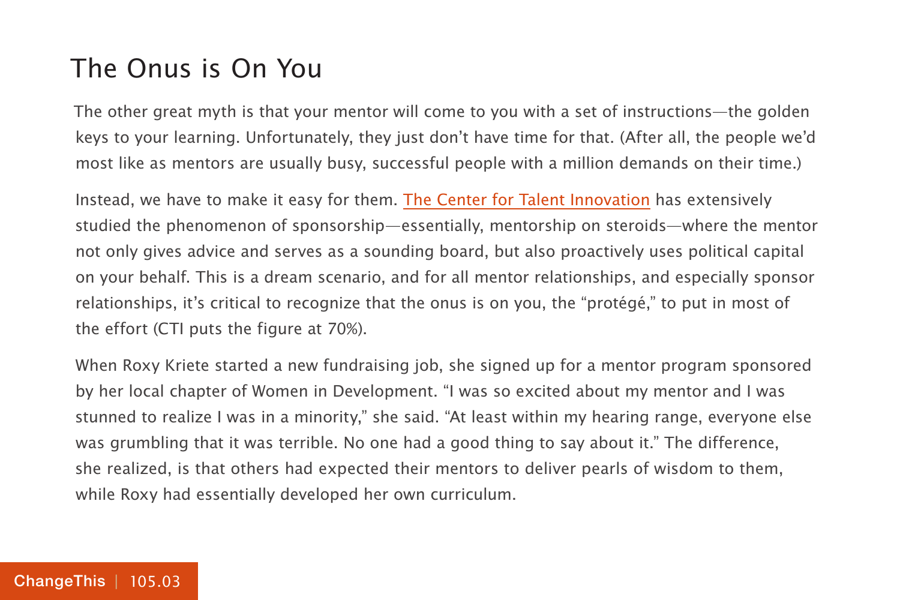## The Onus is On You

The other great myth is that your mentor will come to you with a set of instructions—the golden keys to your learning. Unfortunately, they just don't have time for that. (After all, the people we'd most like as mentors are usually busy, successful people with a million demands on their time.)

Instead, we have to make it easy for them. The Center for Talent Innovation has extensively studied the phenomenon of sponsorship—essentially, mentorship on steroids—where the mentor not only gives advice and serves as a sounding board, but also proactively uses political capital on your behalf. This is a dream scenario, and for all mentor relationships, and especially sponsor relationships, it's critical to recognize that the onus is on you, the "protégé," to put in most of the effort (CTI puts the figure at 70%).

When Roxy Kriete started a new fundraising job, she signed up for a mentor program sponsored by her local chapter of Women in Development. "I was so excited about my mentor and I was stunned to realize I was in a minority," she said. "At least within my hearing range, everyone else was grumbling that it was terrible. No one had a good thing to say about it." The difference, she realized, is that others had expected their mentors to deliver pearls of wisdom to them, while Roxy had essentially developed her own curriculum.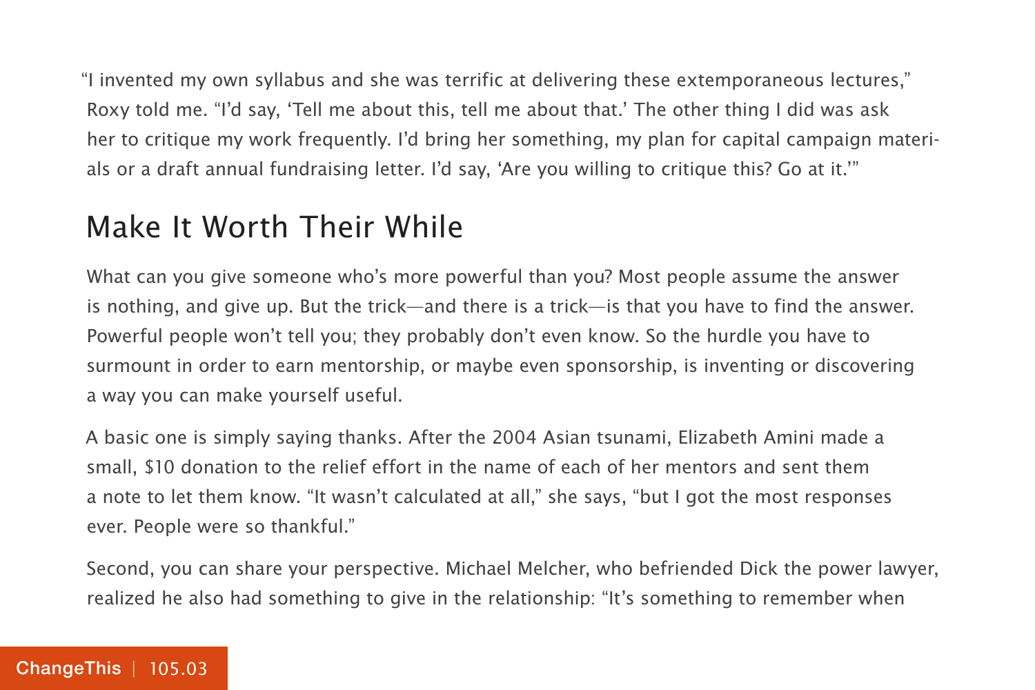"I invented my own syllabus and she was terrific at delivering these extemporaneous lectures," Roxy told me. "I'd say, 'Tell me about this, tell me about that.' The other thing I did was ask her to critique my work frequently. I'd bring her something, my plan for capital campaign materials or a draft annual fundraising letter. I'd say, 'Are you willing to critique this? Go at it.'"

## Make It Worth Their While

What can you give someone who's more powerful than you? Most people assume the answer is nothing, and give up. But the trick—and there is a trick—is that you have to find the answer. Powerful people won't tell you; they probably don't even know. So the hurdle you have to surmount in order to earn mentorship, or maybe even sponsorship, is inventing or discovering a way you can make yourself useful.

A basic one is simply saying thanks. After the 2004 Asian tsunami, Elizabeth Amini made a small, $10 donation to the relief effort in the name of each of her mentors and sent them a note to let them know. "It wasn't calculated at all," she says, "but I got the most responses ever. People were so thankful."

Second, you can share your perspective. Michael Melcher, who befriended Dick the power lawyer, realized he also had something to give in the relationship: "It's something to remember when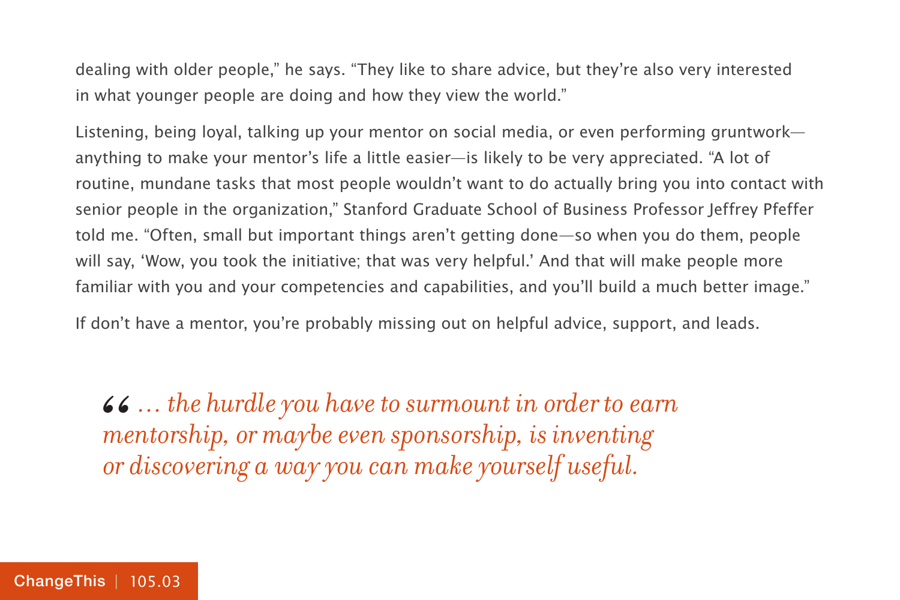dealing with older people," he says. "They like to share advice, but they're also very interested in what younger people are doing and how they view the world."

Listening, being loyal, talking up your mentor on social media, or even performing gruntwork—anything to make your mentor's life a little easier—is likely to be very appreciated. "A lot of routine, mundane tasks that most people wouldn't want to do actually bring you into contact with senior people in the organization," Stanford Graduate School of Business Professor Jeffrey Pfeffer told me. "Often, small but important things aren't getting done—so when you do them, people will say, 'Wow, you took the initiative; that was very helpful.' And that will make people more familiar with you and your competencies and capabilities, and you'll build a much better image."

If don't have a mentor, you're probably missing out on helpful advice, support, and leads.

> *… the hurdle you have to surmount in order to earn mentorship, or maybe even sponsorship, is inventing or discovering a way you can make yourself useful.*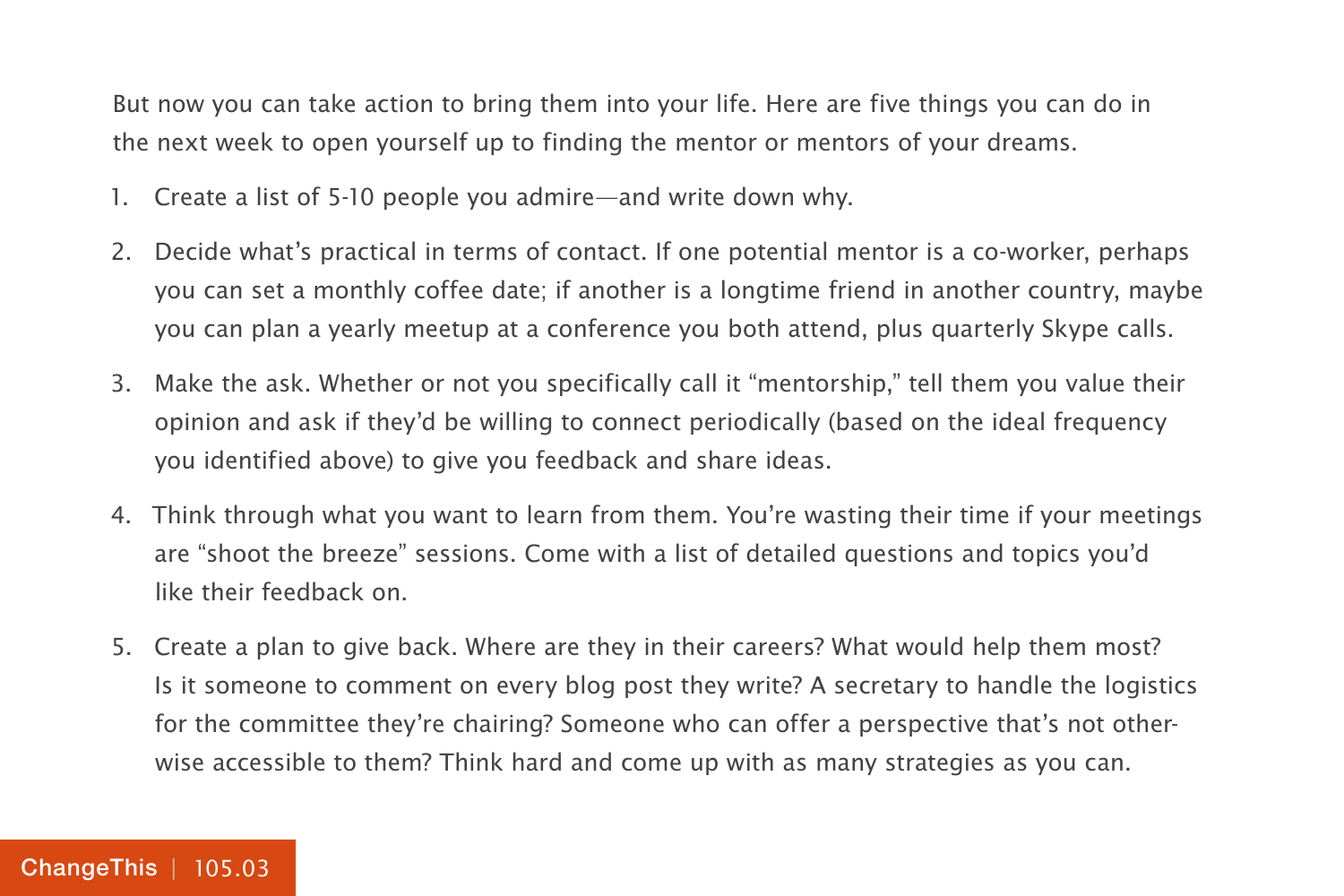But now you can take action to bring them into your life. Here are five things you can do in the next week to open yourself up to finding the mentor or mentors of your dreams.

1. Create a list of 5-10 people you admire—and write down why.
2. Decide what's practical in terms of contact. If one potential mentor is a co-worker, perhaps you can set a monthly coffee date; if another is a longtime friend in another country, maybe you can plan a yearly meetup at a conference you both attend, plus quarterly Skype calls.
3. Make the ask. Whether or not you specifically call it "mentorship," tell them you value their opinion and ask if they'd be willing to connect periodically (based on the ideal frequency you identified above) to give you feedback and share ideas.
4. Think through what you want to learn from them. You're wasting their time if your meetings are "shoot the breeze" sessions. Come with a list of detailed questions and topics you'd like their feedback on.
5. Create a plan to give back. Where are they in their careers? What would help them most? Is it someone to comment on every blog post they write? A secretary to handle the logistics for the committee they're chairing? Someone who can offer a perspective that's not otherwise accessible to them? Think hard and come up with as many strategies as you can.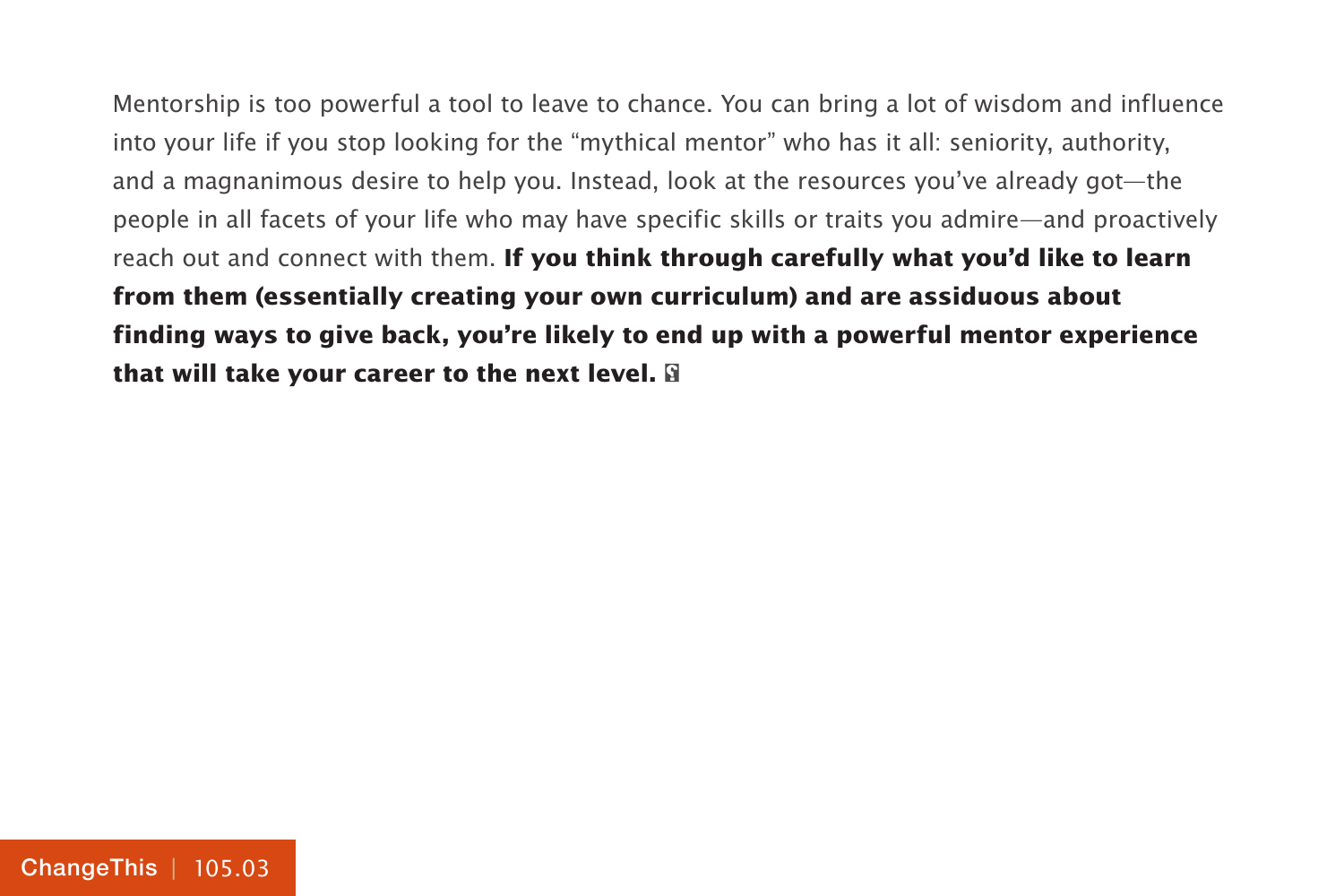Mentorship is too powerful a tool to leave to chance. You can bring a lot of wisdom and influence into your life if you stop looking for the "mythical mentor" who has it all: seniority, authority, and a magnanimous desire to help you. Instead, look at the resources you've already got—the people in all facets of your life who may have specific skills or traits you admire—and proactively reach out and connect with them. **If you think through carefully what you'd like to learn from them (essentially creating your own curriculum) and are assiduous about finding ways to give back, you're likely to end up with a powerful mentor experience that will take your career to the next level.**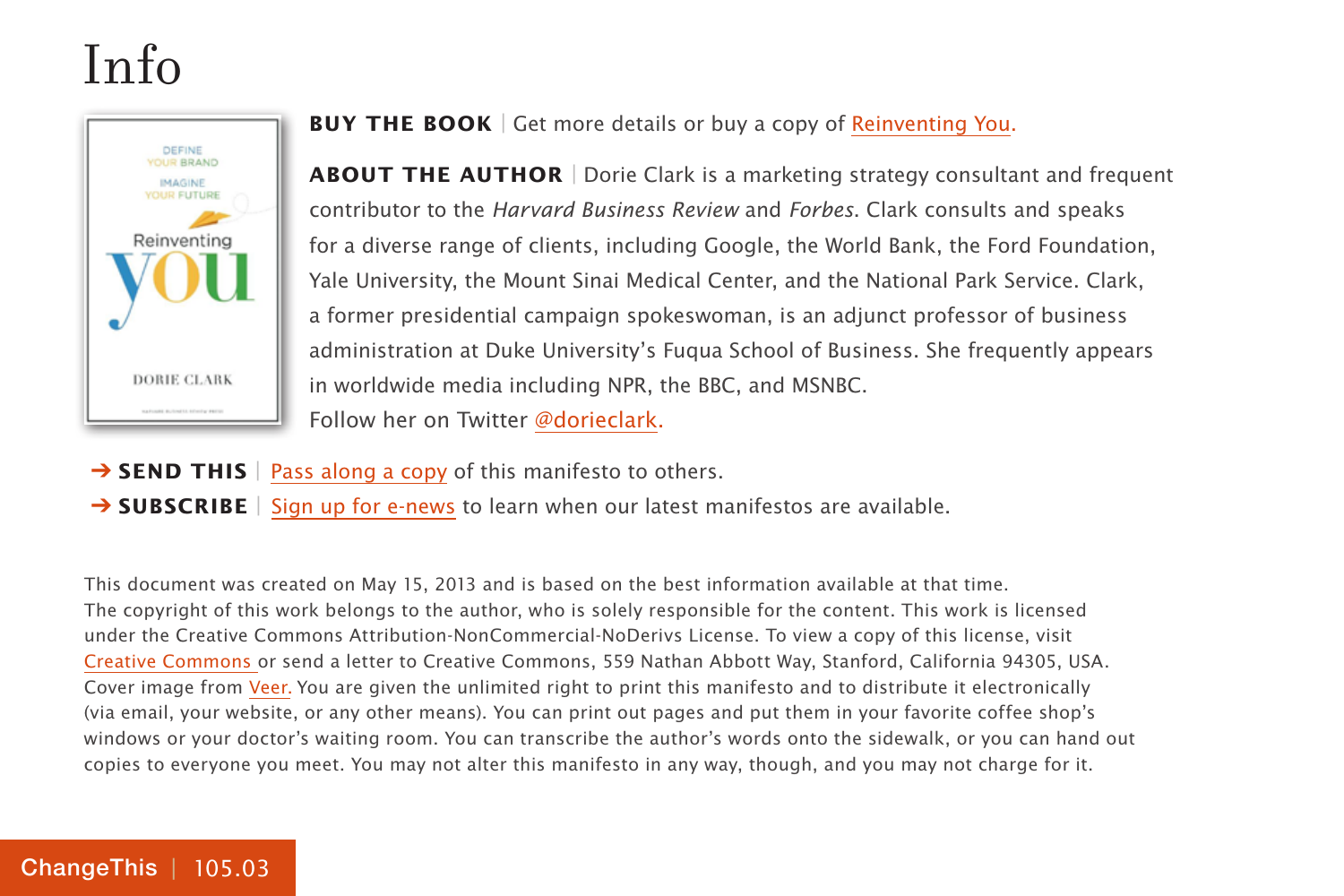# Info

**BUY THE BOOK** | Get more details or buy a copy of Reinventing You.

**ABOUT THE AUTHOR** | Dorie Clark is a marketing strategy consultant and frequent contributor to the *Harvard Business Review* and *Forbes*. Clark consults and speaks for a diverse range of clients, including Google, the World Bank, the Ford Foundation, Yale University, the Mount Sinai Medical Center, and the National Park Service. Clark, a former presidential campaign spokeswoman, is an adjunct professor of business administration at Duke University's Fuqua School of Business. She frequently appears in worldwide media including NPR, the BBC, and MSNBC.
Follow her on Twitter @dorieclark.

→ **SEND THIS** | Pass along a copy of this manifesto to others.

→ **SUBSCRIBE** | Sign up for e-news to learn when our latest manifestos are available.

This document was created on May 15, 2013 and is based on the best information available at that time. The copyright of this work belongs to the author, who is solely responsible for the content. This work is licensed under the Creative Commons Attribution-NonCommercial-NoDerivs License. To view a copy of this license, visit Creative Commons or send a letter to Creative Commons, 559 Nathan Abbott Way, Stanford, California 94305, USA. Cover image from Veer. You are given the unlimited right to print this manifesto and to distribute it electronically (via email, your website, or any other means). You can print out pages and put them in your favorite coffee shop's windows or your doctor's waiting room. You can transcribe the author's words onto the sidewalk, or you can hand out copies to everyone you meet. You may not alter this manifesto in any way, though, and you may not charge for it.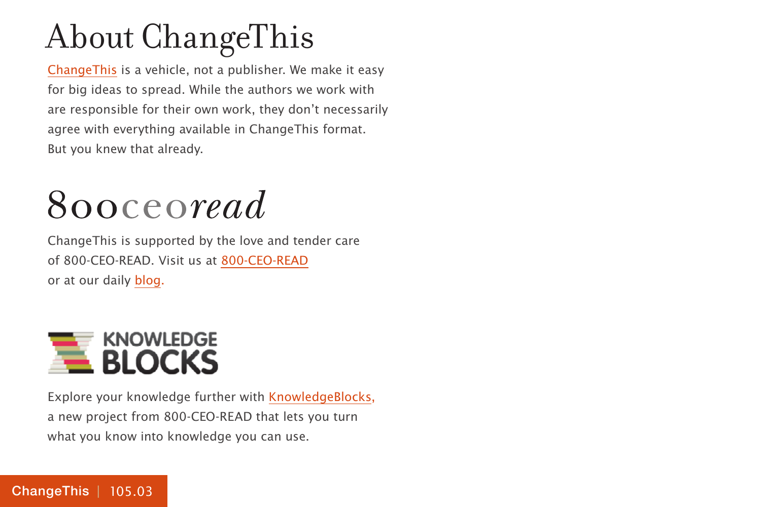# About ChangeThis

ChangeThis is a vehicle, not a publisher. We make it easy for big ideas to spread. While the authors we work with are responsible for their own work, they don't necessarily agree with everything available in ChangeThis format. But you knew that already.

# 800ceoread

ChangeThis is supported by the love and tender care of 800-CEO-READ. Visit us at 800-CEO-READ or at our daily blog.

# KNOWLEDGE BLOCKS

Explore your knowledge further with KnowledgeBlocks, a new project from 800-CEO-READ that lets you turn what you know into knowledge you can use.